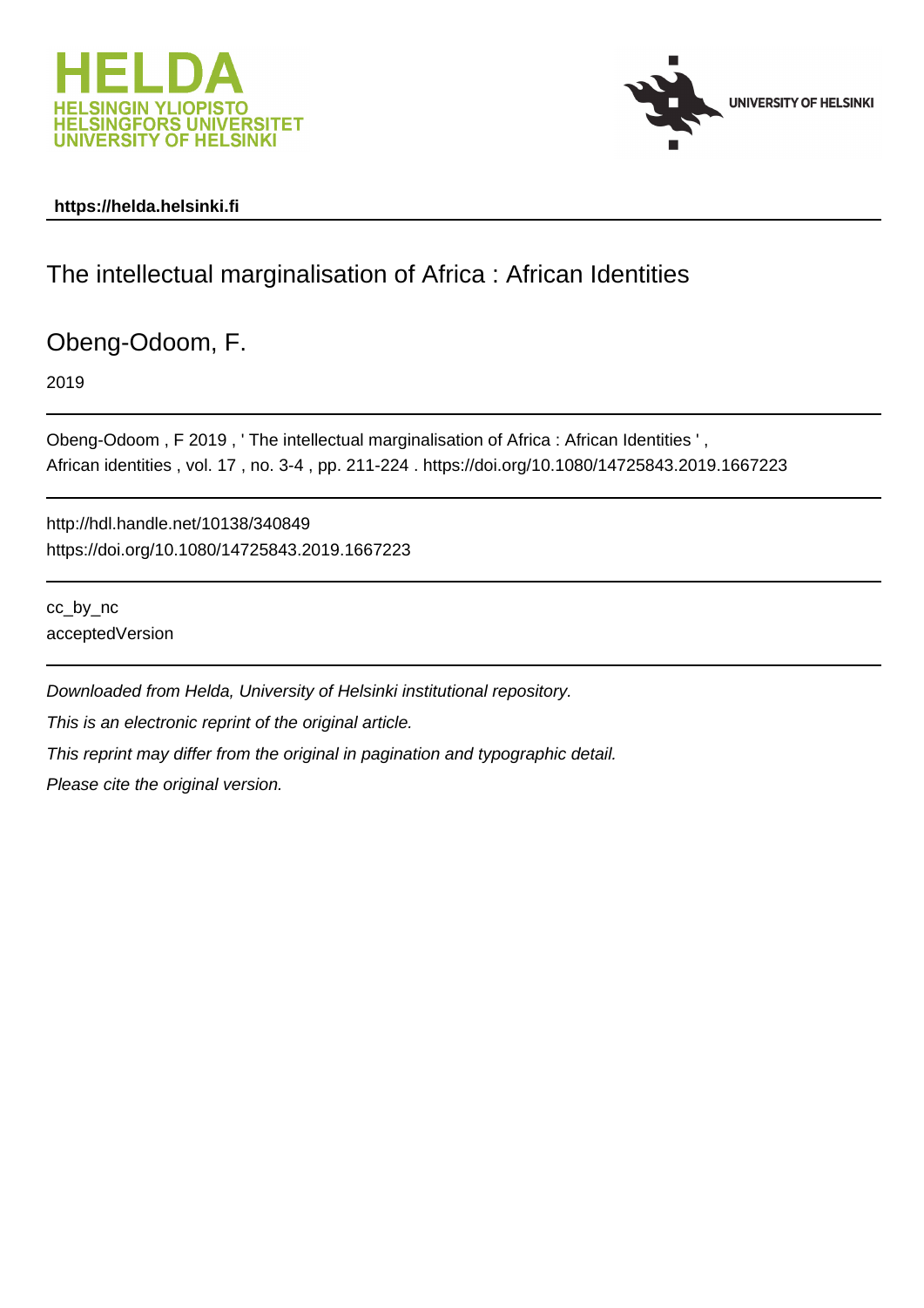**https://helda.helsinki.fi**

# The intellectual marginalisation of Africa : African Identities

Obeng-Odoom, F.

2019

---

Obeng-Odoom , F 2019 , ' The intellectual marginalisation of Africa : African Identities ' , African identities , vol. 17 , no. 3-4 , pp. 211-224 . https://doi.org/10.1080/14725843.2019.1667223

---

http://hdl.handle.net/10138/340849
https://doi.org/10.1080/14725843.2019.1667223

---

cc_by_nc
acceptedVersion

---

*Downloaded from Helda, University of Helsinki institutional repository.*

*This is an electronic reprint of the original article.*

*This reprint may differ from the original in pagination and typographic detail.*

*Please cite the original version.*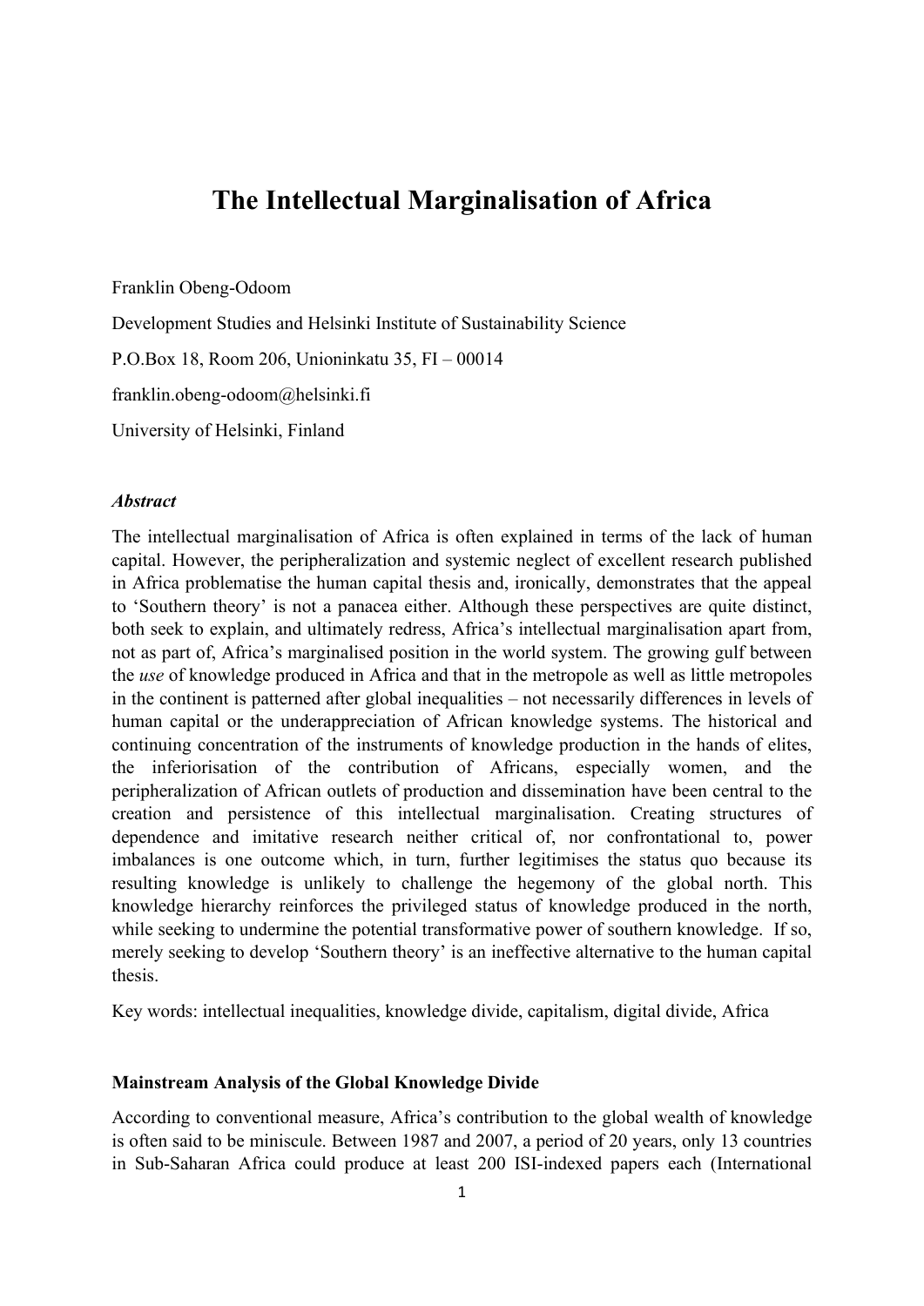# The Intellectual Marginalisation of Africa

Franklin Obeng-Odoom

Development Studies and Helsinki Institute of Sustainability Science

P.O.Box 18, Room 206, Unioninkatu 35, FI – 00014

franklin.obeng-odoom@helsinki.fi

University of Helsinki, Finland

***Abstract***

The intellectual marginalisation of Africa is often explained in terms of the lack of human capital. However, the peripheralization and systemic neglect of excellent research published in Africa problematise the human capital thesis and, ironically, demonstrates that the appeal to 'Southern theory' is not a panacea either. Although these perspectives are quite distinct, both seek to explain, and ultimately redress, Africa's intellectual marginalisation apart from, not as part of, Africa's marginalised position in the world system. The growing gulf between the *use* of knowledge produced in Africa and that in the metropole as well as little metropoles in the continent is patterned after global inequalities – not necessarily differences in levels of human capital or the underappreciation of African knowledge systems. The historical and continuing concentration of the instruments of knowledge production in the hands of elites, the inferiorisation of the contribution of Africans, especially women, and the peripheralization of African outlets of production and dissemination have been central to the creation and persistence of this intellectual marginalisation. Creating structures of dependence and imitative research neither critical of, nor confrontational to, power imbalances is one outcome which, in turn, further legitimises the status quo because its resulting knowledge is unlikely to challenge the hegemony of the global north. This knowledge hierarchy reinforces the privileged status of knowledge produced in the north, while seeking to undermine the potential transformative power of southern knowledge. If so, merely seeking to develop 'Southern theory' is an ineffective alternative to the human capital thesis.

Key words: intellectual inequalities, knowledge divide, capitalism, digital divide, Africa

## Mainstream Analysis of the Global Knowledge Divide

According to conventional measure, Africa's contribution to the global wealth of knowledge is often said to be miniscule. Between 1987 and 2007, a period of 20 years, only 13 countries in Sub-Saharan Africa could produce at least 200 ISI-indexed papers each (International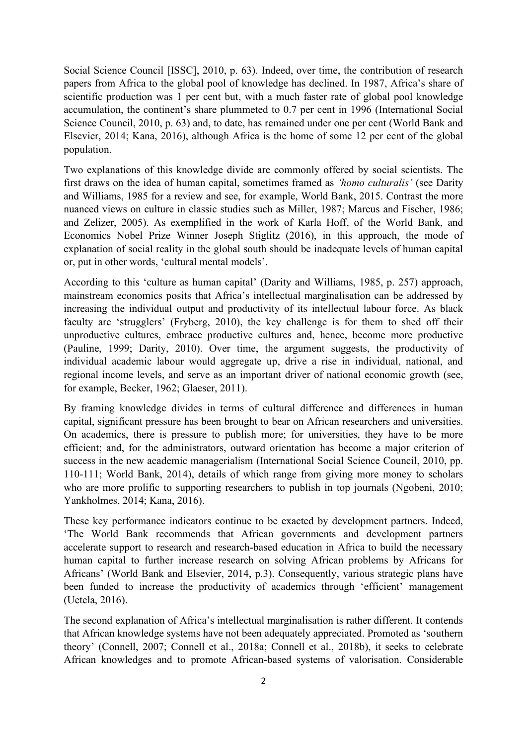Social Science Council [ISSC], 2010, p. 63). Indeed, over time, the contribution of research papers from Africa to the global pool of knowledge has declined. In 1987, Africa's share of scientific production was 1 per cent but, with a much faster rate of global pool knowledge accumulation, the continent's share plummeted to 0.7 per cent in 1996 (International Social Science Council, 2010, p. 63) and, to date, has remained under one per cent (World Bank and Elsevier, 2014; Kana, 2016), although Africa is the home of some 12 per cent of the global population.

Two explanations of this knowledge divide are commonly offered by social scientists. The first draws on the idea of human capital, sometimes framed as *'homo culturalis'* (see Darity and Williams, 1985 for a review and see, for example, World Bank, 2015. Contrast the more nuanced views on culture in classic studies such as Miller, 1987; Marcus and Fischer, 1986; and Zelizer, 2005). As exemplified in the work of Karla Hoff, of the World Bank, and Economics Nobel Prize Winner Joseph Stiglitz (2016), in this approach, the mode of explanation of social reality in the global south should be inadequate levels of human capital or, put in other words, 'cultural mental models'.

According to this 'culture as human capital' (Darity and Williams, 1985, p. 257) approach, mainstream economics posits that Africa's intellectual marginalisation can be addressed by increasing the individual output and productivity of its intellectual labour force. As black faculty are 'strugglers' (Fryberg, 2010), the key challenge is for them to shed off their unproductive cultures, embrace productive cultures and, hence, become more productive (Pauline, 1999; Darity, 2010). Over time, the argument suggests, the productivity of individual academic labour would aggregate up, drive a rise in individual, national, and regional income levels, and serve as an important driver of national economic growth (see, for example, Becker, 1962; Glaeser, 2011).

By framing knowledge divides in terms of cultural difference and differences in human capital, significant pressure has been brought to bear on African researchers and universities. On academics, there is pressure to publish more; for universities, they have to be more efficient; and, for the administrators, outward orientation has become a major criterion of success in the new academic managerialism (International Social Science Council, 2010, pp. 110-111; World Bank, 2014), details of which range from giving more money to scholars who are more prolific to supporting researchers to publish in top journals (Ngobeni, 2010; Yankholmes, 2014; Kana, 2016).

These key performance indicators continue to be exacted by development partners. Indeed, 'The World Bank recommends that African governments and development partners accelerate support to research and research-based education in Africa to build the necessary human capital to further increase research on solving African problems by Africans for Africans' (World Bank and Elsevier, 2014, p.3). Consequently, various strategic plans have been funded to increase the productivity of academics through 'efficient' management (Uetela, 2016).

The second explanation of Africa's intellectual marginalisation is rather different. It contends that African knowledge systems have not been adequately appreciated. Promoted as 'southern theory' (Connell, 2007; Connell et al., 2018a; Connell et al., 2018b), it seeks to celebrate African knowledges and to promote African-based systems of valorisation. Considerable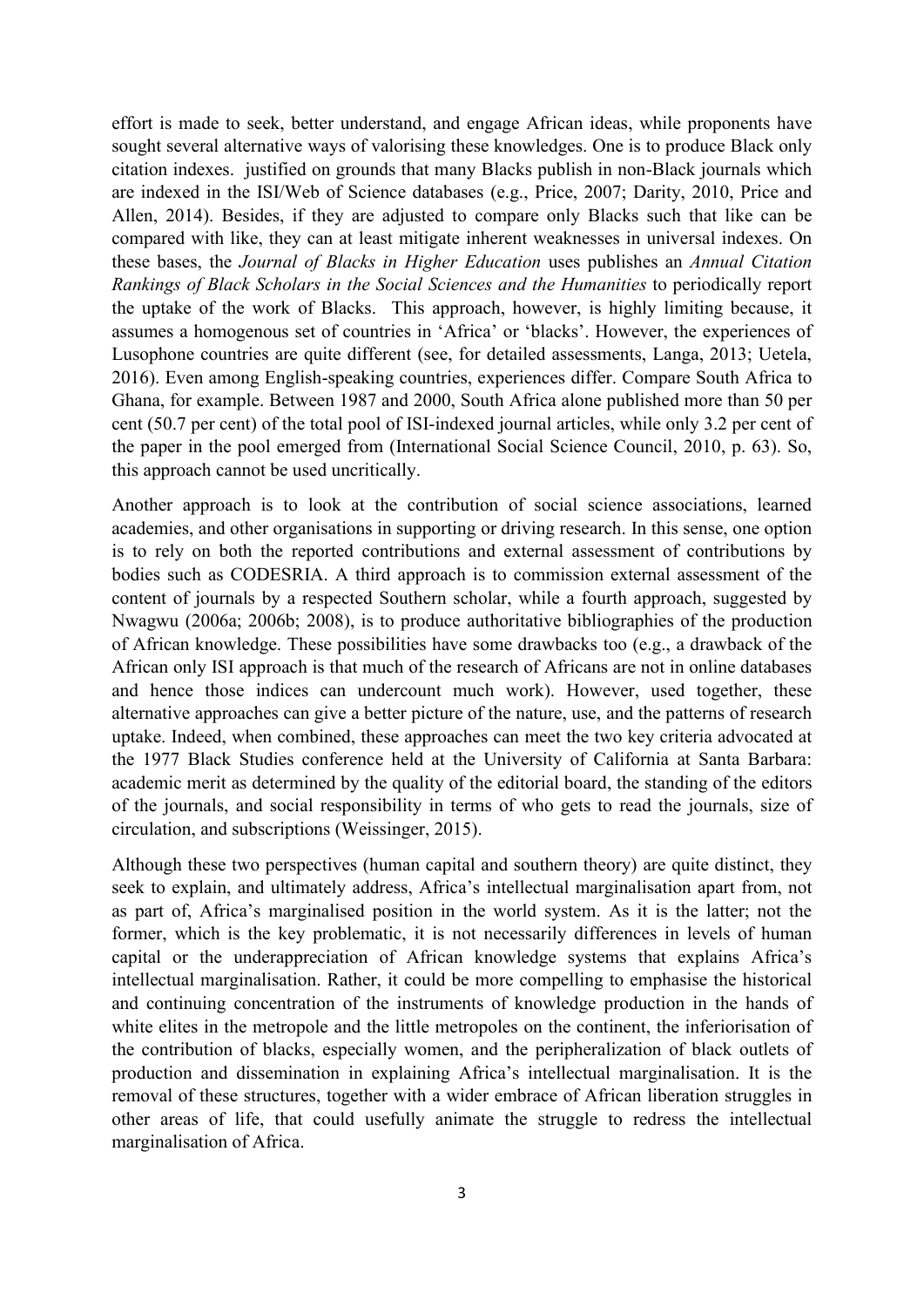effort is made to seek, better understand, and engage African ideas, while proponents have sought several alternative ways of valorising these knowledges. One is to produce Black only citation indexes. justified on grounds that many Blacks publish in non-Black journals which are indexed in the ISI/Web of Science databases (e.g., Price, 2007; Darity, 2010, Price and Allen, 2014). Besides, if they are adjusted to compare only Blacks such that like can be compared with like, they can at least mitigate inherent weaknesses in universal indexes. On these bases, the *Journal of Blacks in Higher Education* uses publishes an *Annual Citation Rankings of Black Scholars in the Social Sciences and the Humanities* to periodically report the uptake of the work of Blacks. This approach, however, is highly limiting because, it assumes a homogenous set of countries in 'Africa' or 'blacks'. However, the experiences of Lusophone countries are quite different (see, for detailed assessments, Langa, 2013; Uetela, 2016). Even among English-speaking countries, experiences differ. Compare South Africa to Ghana, for example. Between 1987 and 2000, South Africa alone published more than 50 per cent (50.7 per cent) of the total pool of ISI-indexed journal articles, while only 3.2 per cent of the paper in the pool emerged from (International Social Science Council, 2010, p. 63). So, this approach cannot be used uncritically.

Another approach is to look at the contribution of social science associations, learned academies, and other organisations in supporting or driving research. In this sense, one option is to rely on both the reported contributions and external assessment of contributions by bodies such as CODESRIA. A third approach is to commission external assessment of the content of journals by a respected Southern scholar, while a fourth approach, suggested by Nwagwu (2006a; 2006b; 2008), is to produce authoritative bibliographies of the production of African knowledge. These possibilities have some drawbacks too (e.g., a drawback of the African only ISI approach is that much of the research of Africans are not in online databases and hence those indices can undercount much work). However, used together, these alternative approaches can give a better picture of the nature, use, and the patterns of research uptake. Indeed, when combined, these approaches can meet the two key criteria advocated at the 1977 Black Studies conference held at the University of California at Santa Barbara: academic merit as determined by the quality of the editorial board, the standing of the editors of the journals, and social responsibility in terms of who gets to read the journals, size of circulation, and subscriptions (Weissinger, 2015).

Although these two perspectives (human capital and southern theory) are quite distinct, they seek to explain, and ultimately address, Africa's intellectual marginalisation apart from, not as part of, Africa's marginalised position in the world system. As it is the latter; not the former, which is the key problematic, it is not necessarily differences in levels of human capital or the underappreciation of African knowledge systems that explains Africa's intellectual marginalisation. Rather, it could be more compelling to emphasise the historical and continuing concentration of the instruments of knowledge production in the hands of white elites in the metropole and the little metropoles on the continent, the inferiorisation of the contribution of blacks, especially women, and the peripheralization of black outlets of production and dissemination in explaining Africa's intellectual marginalisation. It is the removal of these structures, together with a wider embrace of African liberation struggles in other areas of life, that could usefully animate the struggle to redress the intellectual marginalisation of Africa.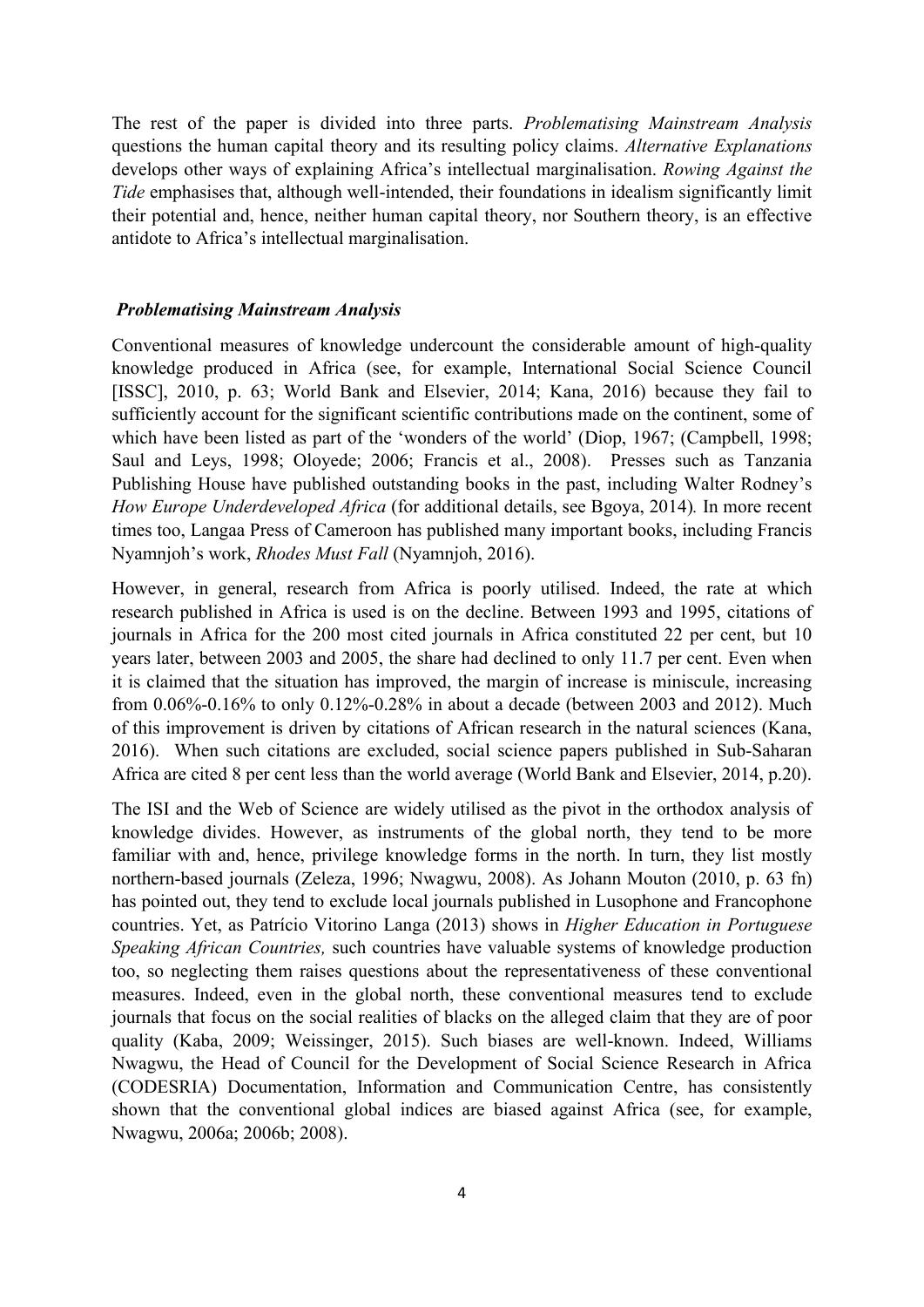The rest of the paper is divided into three parts. *Problematising Mainstream Analysis* questions the human capital theory and its resulting policy claims. *Alternative Explanations* develops other ways of explaining Africa's intellectual marginalisation. *Rowing Against the Tide* emphasises that, although well-intended, their foundations in idealism significantly limit their potential and, hence, neither human capital theory, nor Southern theory, is an effective antidote to Africa's intellectual marginalisation.

## *Problematising Mainstream Analysis*

Conventional measures of knowledge undercount the considerable amount of high-quality knowledge produced in Africa (see, for example, International Social Science Council [ISSC], 2010, p. 63; World Bank and Elsevier, 2014; Kana, 2016) because they fail to sufficiently account for the significant scientific contributions made on the continent, some of which have been listed as part of the 'wonders of the world' (Diop, 1967; (Campbell, 1998; Saul and Leys, 1998; Oloyede; 2006; Francis et al., 2008). Presses such as Tanzania Publishing House have published outstanding books in the past, including Walter Rodney's *How Europe Underdeveloped Africa* (for additional details, see Bgoya, 2014). In more recent times too, Langaa Press of Cameroon has published many important books, including Francis Nyamnjoh's work, *Rhodes Must Fall* (Nyamnjoh, 2016).

However, in general, research from Africa is poorly utilised. Indeed, the rate at which research published in Africa is used is on the decline. Between 1993 and 1995, citations of journals in Africa for the 200 most cited journals in Africa constituted 22 per cent, but 10 years later, between 2003 and 2005, the share had declined to only 11.7 per cent. Even when it is claimed that the situation has improved, the margin of increase is miniscule, increasing from 0.06%-0.16% to only 0.12%-0.28% in about a decade (between 2003 and 2012). Much of this improvement is driven by citations of African research in the natural sciences (Kana, 2016). When such citations are excluded, social science papers published in Sub-Saharan Africa are cited 8 per cent less than the world average (World Bank and Elsevier, 2014, p.20).

The ISI and the Web of Science are widely utilised as the pivot in the orthodox analysis of knowledge divides. However, as instruments of the global north, they tend to be more familiar with and, hence, privilege knowledge forms in the north. In turn, they list mostly northern-based journals (Zeleza, 1996; Nwagwu, 2008). As Johann Mouton (2010, p. 63 fn) has pointed out, they tend to exclude local journals published in Lusophone and Francophone countries. Yet, as Patrício Vitorino Langa (2013) shows in *Higher Education in Portuguese Speaking African Countries,* such countries have valuable systems of knowledge production too, so neglecting them raises questions about the representativeness of these conventional measures. Indeed, even in the global north, these conventional measures tend to exclude journals that focus on the social realities of blacks on the alleged claim that they are of poor quality (Kaba, 2009; Weissinger, 2015). Such biases are well-known. Indeed, Williams Nwagwu, the Head of Council for the Development of Social Science Research in Africa (CODESRIA) Documentation, Information and Communication Centre, has consistently shown that the conventional global indices are biased against Africa (see, for example, Nwagwu, 2006a; 2006b; 2008).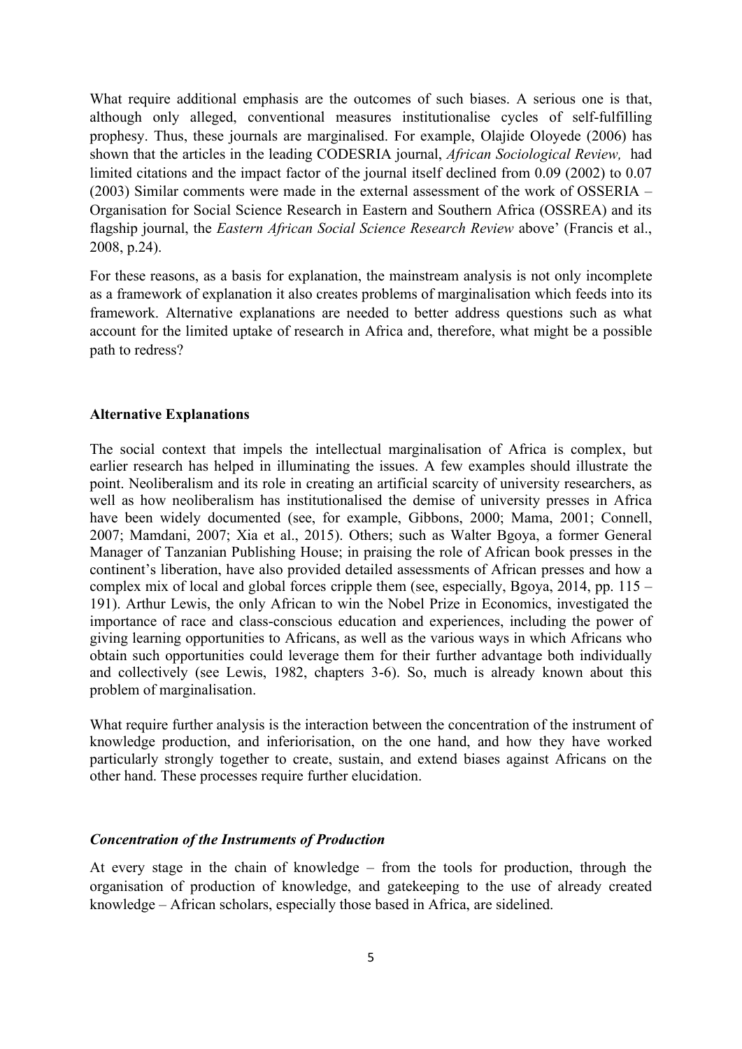What require additional emphasis are the outcomes of such biases. A serious one is that, although only alleged, conventional measures institutionalise cycles of self-fulfilling prophesy. Thus, these journals are marginalised. For example, Olajide Oloyede (2006) has shown that the articles in the leading CODESRIA journal, *African Sociological Review,* had limited citations and the impact factor of the journal itself declined from 0.09 (2002) to 0.07 (2003) Similar comments were made in the external assessment of the work of OSSERIA – Organisation for Social Science Research in Eastern and Southern Africa (OSSREA) and its flagship journal, the *Eastern African Social Science Research Review* above' (Francis et al., 2008, p.24).

For these reasons, as a basis for explanation, the mainstream analysis is not only incomplete as a framework of explanation it also creates problems of marginalisation which feeds into its framework. Alternative explanations are needed to better address questions such as what account for the limited uptake of research in Africa and, therefore, what might be a possible path to redress?

**Alternative Explanations**

The social context that impels the intellectual marginalisation of Africa is complex, but earlier research has helped in illuminating the issues. A few examples should illustrate the point. Neoliberalism and its role in creating an artificial scarcity of university researchers, as well as how neoliberalism has institutionalised the demise of university presses in Africa have been widely documented (see, for example, Gibbons, 2000; Mama, 2001; Connell, 2007; Mamdani, 2007; Xia et al., 2015). Others; such as Walter Bgoya, a former General Manager of Tanzanian Publishing House; in praising the role of African book presses in the continent's liberation, have also provided detailed assessments of African presses and how a complex mix of local and global forces cripple them (see, especially, Bgoya, 2014, pp. 115 – 191). Arthur Lewis, the only African to win the Nobel Prize in Economics, investigated the importance of race and class-conscious education and experiences, including the power of giving learning opportunities to Africans, as well as the various ways in which Africans who obtain such opportunities could leverage them for their further advantage both individually and collectively (see Lewis, 1982, chapters 3-6). So, much is already known about this problem of marginalisation.

What require further analysis is the interaction between the concentration of the instrument of knowledge production, and inferiorisation, on the one hand, and how they have worked particularly strongly together to create, sustain, and extend biases against Africans on the other hand. These processes require further elucidation.

***Concentration of the Instruments of Production***

At every stage in the chain of knowledge – from the tools for production, through the organisation of production of knowledge, and gatekeeping to the use of already created knowledge – African scholars, especially those based in Africa, are sidelined.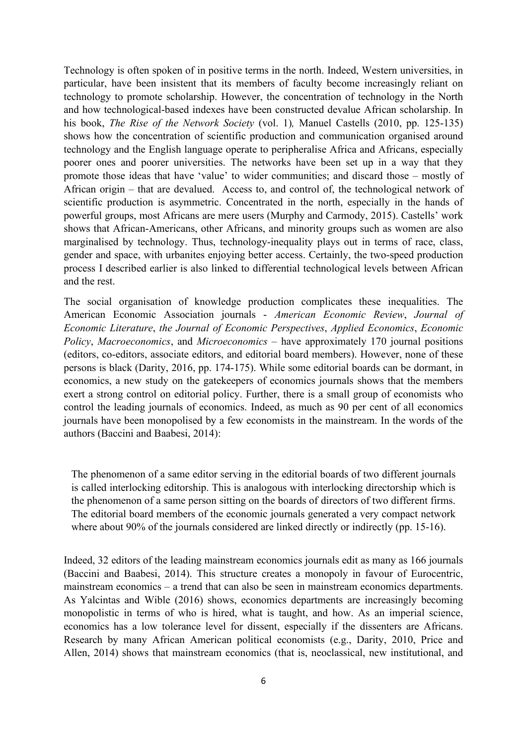Technology is often spoken of in positive terms in the north. Indeed, Western universities, in particular, have been insistent that its members of faculty become increasingly reliant on technology to promote scholarship. However, the concentration of technology in the North and how technological-based indexes have been constructed devalue African scholarship. In his book, *The Rise of the Network Society* (vol. 1)*,* Manuel Castells (2010, pp. 125-135) shows how the concentration of scientific production and communication organised around technology and the English language operate to peripheralise Africa and Africans, especially poorer ones and poorer universities. The networks have been set up in a way that they promote those ideas that have 'value' to wider communities; and discard those – mostly of African origin – that are devalued. Access to, and control of, the technological network of scientific production is asymmetric. Concentrated in the north, especially in the hands of powerful groups, most Africans are mere users (Murphy and Carmody, 2015). Castells' work shows that African-Americans, other Africans, and minority groups such as women are also marginalised by technology. Thus, technology-inequality plays out in terms of race, class, gender and space, with urbanites enjoying better access. Certainly, the two-speed production process I described earlier is also linked to differential technological levels between African and the rest.

The social organisation of knowledge production complicates these inequalities. The American Economic Association journals - *American Economic Review*, *Journal of Economic Literature*, *the Journal of Economic Perspectives*, *Applied Economics*, *Economic Policy*, *Macroeconomics*, and *Microeconomics* – have approximately 170 journal positions (editors, co-editors, associate editors, and editorial board members). However, none of these persons is black (Darity, 2016, pp. 174-175). While some editorial boards can be dormant, in economics, a new study on the gatekeepers of economics journals shows that the members exert a strong control on editorial policy. Further, there is a small group of economists who control the leading journals of economics. Indeed, as much as 90 per cent of all economics journals have been monopolised by a few economists in the mainstream. In the words of the authors (Baccini and Baabesi, 2014):

> The phenomenon of a same editor serving in the editorial boards of two different journals is called interlocking editorship. This is analogous with interlocking directorship which is the phenomenon of a same person sitting on the boards of directors of two different firms. The editorial board members of the economic journals generated a very compact network where about 90% of the journals considered are linked directly or indirectly (pp. 15-16).

Indeed, 32 editors of the leading mainstream economics journals edit as many as 166 journals (Baccini and Baabesi, 2014). This structure creates a monopoly in favour of Eurocentric, mainstream economics – a trend that can also be seen in mainstream economics departments. As Yalcintas and Wible (2016) shows, economics departments are increasingly becoming monopolistic in terms of who is hired, what is taught, and how. As an imperial science, economics has a low tolerance level for dissent, especially if the dissenters are Africans. Research by many African American political economists (e.g., Darity, 2010, Price and Allen, 2014) shows that mainstream economics (that is, neoclassical, new institutional, and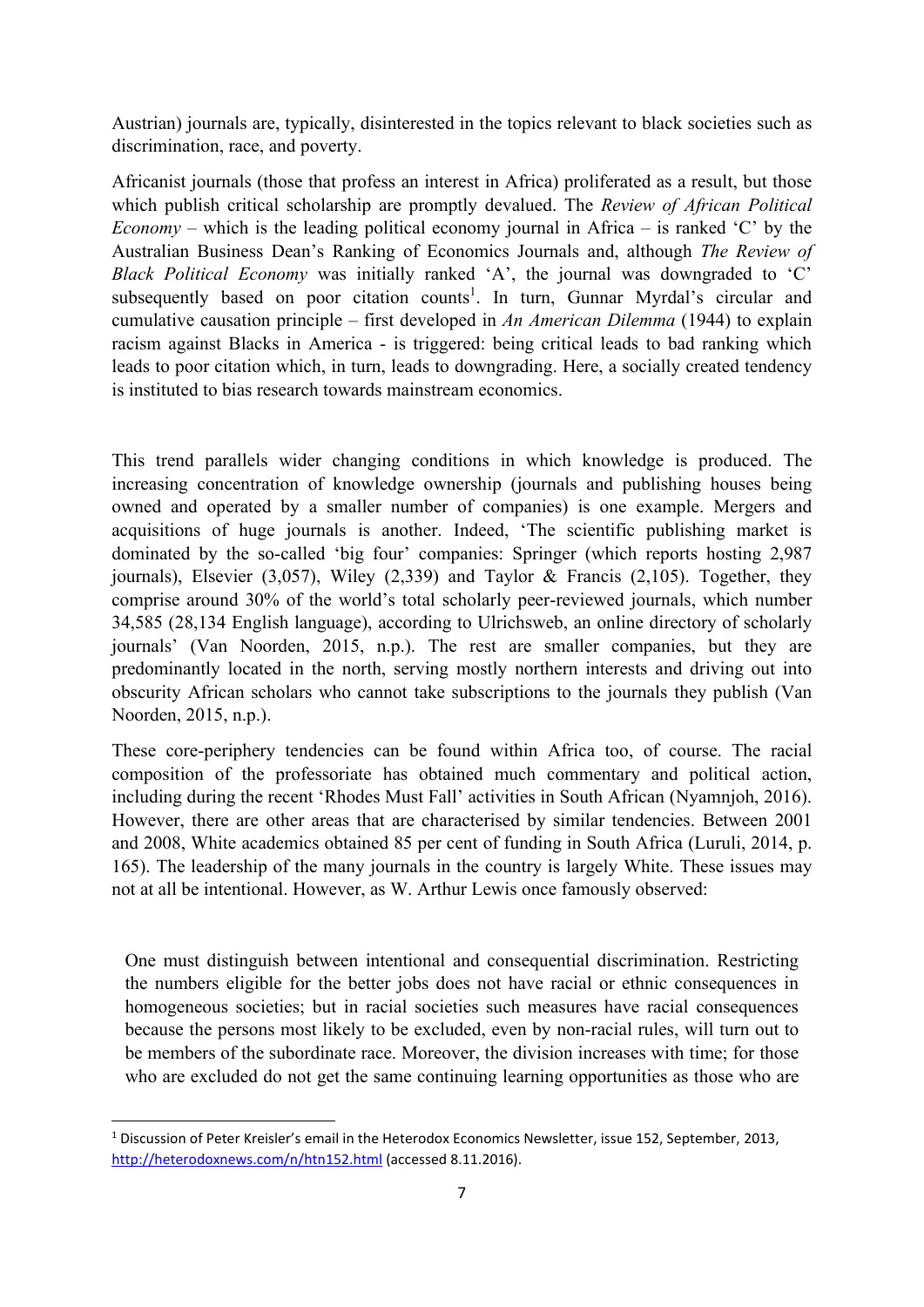Austrian) journals are, typically, disinterested in the topics relevant to black societies such as discrimination, race, and poverty.

Africanist journals (those that profess an interest in Africa) proliferated as a result, but those which publish critical scholarship are promptly devalued. The *Review of African Political Economy* – which is the leading political economy journal in Africa – is ranked 'C' by the Australian Business Dean's Ranking of Economics Journals and, although *The Review of Black Political Economy* was initially ranked 'A', the journal was downgraded to 'C' subsequently based on poor citation counts[1]. In turn, Gunnar Myrdal's circular and cumulative causation principle – first developed in *An American Dilemma* (1944) to explain racism against Blacks in America - is triggered: being critical leads to bad ranking which leads to poor citation which, in turn, leads to downgrading. Here, a socially created tendency is instituted to bias research towards mainstream economics.

This trend parallels wider changing conditions in which knowledge is produced. The increasing concentration of knowledge ownership (journals and publishing houses being owned and operated by a smaller number of companies) is one example. Mergers and acquisitions of huge journals is another. Indeed, 'The scientific publishing market is dominated by the so-called 'big four' companies: Springer (which reports hosting 2,987 journals), Elsevier (3,057), Wiley (2,339) and Taylor & Francis (2,105). Together, they comprise around 30% of the world's total scholarly peer-reviewed journals, which number 34,585 (28,134 English language), according to Ulrichsweb, an online directory of scholarly journals' (Van Noorden, 2015, n.p.). The rest are smaller companies, but they are predominantly located in the north, serving mostly northern interests and driving out into obscurity African scholars who cannot take subscriptions to the journals they publish (Van Noorden, 2015, n.p.).

These core-periphery tendencies can be found within Africa too, of course. The racial composition of the professoriate has obtained much commentary and political action, including during the recent 'Rhodes Must Fall' activities in South African (Nyamnjoh, 2016). However, there are other areas that are characterised by similar tendencies. Between 2001 and 2008, White academics obtained 85 per cent of funding in South Africa (Luruli, 2014, p. 165). The leadership of the many journals in the country is largely White. These issues may not at all be intentional. However, as W. Arthur Lewis once famously observed:

> One must distinguish between intentional and consequential discrimination. Restricting the numbers eligible for the better jobs does not have racial or ethnic consequences in homogeneous societies; but in racial societies such measures have racial consequences because the persons most likely to be excluded, even by non-racial rules, will turn out to be members of the subordinate race. Moreover, the division increases with time; for those who are excluded do not get the same continuing learning opportunities as those who are

[1] Discussion of Peter Kreisler's email in the Heterodox Economics Newsletter, issue 152, September, 2013, http://heterodoxnews.com/n/htn152.html (accessed 8.11.2016).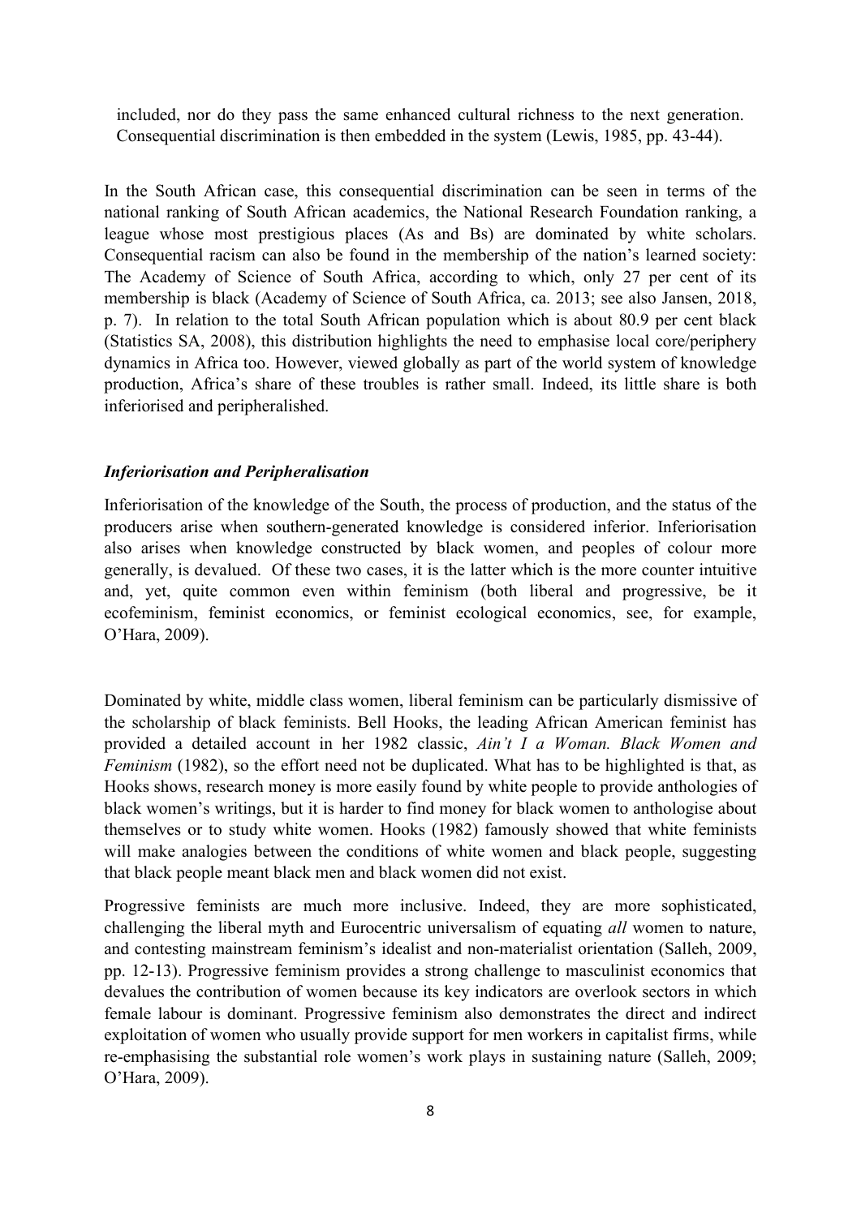included, nor do they pass the same enhanced cultural richness to the next generation. Consequential discrimination is then embedded in the system (Lewis, 1985, pp. 43-44).

In the South African case, this consequential discrimination can be seen in terms of the national ranking of South African academics, the National Research Foundation ranking, a league whose most prestigious places (As and Bs) are dominated by white scholars. Consequential racism can also be found in the membership of the nation's learned society: The Academy of Science of South Africa, according to which, only 27 per cent of its membership is black (Academy of Science of South Africa, ca. 2013; see also Jansen, 2018, p. 7). In relation to the total South African population which is about 80.9 per cent black (Statistics SA, 2008), this distribution highlights the need to emphasise local core/periphery dynamics in Africa too. However, viewed globally as part of the world system of knowledge production, Africa's share of these troubles is rather small. Indeed, its little share is both inferiorised and peripheralised.

### ***Inferiorisation and Peripheralisation***

Inferiorisation of the knowledge of the South, the process of production, and the status of the producers arise when southern-generated knowledge is considered inferior. Inferiorisation also arises when knowledge constructed by black women, and peoples of colour more generally, is devalued. Of these two cases, it is the latter which is the more counter intuitive and, yet, quite common even within feminism (both liberal and progressive, be it ecofeminism, feminist economics, or feminist ecological economics, see, for example, O'Hara, 2009).

Dominated by white, middle class women, liberal feminism can be particularly dismissive of the scholarship of black feminists. Bell Hooks, the leading African American feminist has provided a detailed account in her 1982 classic, *Ain't I a Woman. Black Women and Feminism* (1982), so the effort need not be duplicated. What has to be highlighted is that, as Hooks shows, research money is more easily found by white people to provide anthologies of black women's writings, but it is harder to find money for black women to anthologise about themselves or to study white women. Hooks (1982) famously showed that white feminists will make analogies between the conditions of white women and black people, suggesting that black people meant black men and black women did not exist.

Progressive feminists are much more inclusive. Indeed, they are more sophisticated, challenging the liberal myth and Eurocentric universalism of equating *all* women to nature, and contesting mainstream feminism's idealist and non-materialist orientation (Salleh, 2009, pp. 12-13). Progressive feminism provides a strong challenge to masculinist economics that devalues the contribution of women because its key indicators are overlook sectors in which female labour is dominant. Progressive feminism also demonstrates the direct and indirect exploitation of women who usually provide support for men workers in capitalist firms, while re-emphasising the substantial role women's work plays in sustaining nature (Salleh, 2009; O'Hara, 2009).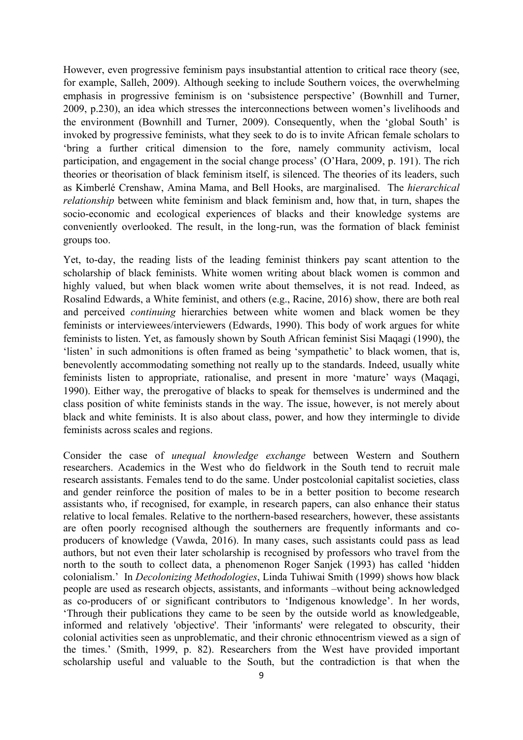However, even progressive feminism pays insubstantial attention to critical race theory (see, for example, Salleh, 2009). Although seeking to include Southern voices, the overwhelming emphasis in progressive feminism is on 'subsistence perspective' (Bownhill and Turner, 2009, p.230), an idea which stresses the interconnections between women's livelihoods and the environment (Bownhill and Turner, 2009). Consequently, when the 'global South' is invoked by progressive feminists, what they seek to do is to invite African female scholars to 'bring a further critical dimension to the fore, namely community activism, local participation, and engagement in the social change process' (O'Hara, 2009, p. 191). The rich theories or theorisation of black feminism itself, is silenced. The theories of its leaders, such as Kimberlé Crenshaw, Amina Mama, and Bell Hooks, are marginalised. The *hierarchical relationship* between white feminism and black feminism and, how that, in turn, shapes the socio-economic and ecological experiences of blacks and their knowledge systems are conveniently overlooked. The result, in the long-run, was the formation of black feminist groups too.

Yet, to-day, the reading lists of the leading feminist thinkers pay scant attention to the scholarship of black feminists. White women writing about black women is common and highly valued, but when black women write about themselves, it is not read. Indeed, as Rosalind Edwards, a White feminist, and others (e.g., Racine, 2016) show, there are both real and perceived *continuing* hierarchies between white women and black women be they feminists or interviewees/interviewers (Edwards, 1990). This body of work argues for white feminists to listen. Yet, as famously shown by South African feminist Sisi Maqagi (1990), the 'listen' in such admonitions is often framed as being 'sympathetic' to black women, that is, benevolently accommodating something not really up to the standards. Indeed, usually white feminists listen to appropriate, rationalise, and present in more 'mature' ways (Maqagi, 1990). Either way, the prerogative of blacks to speak for themselves is undermined and the class position of white feminists stands in the way. The issue, however, is not merely about black and white feminists. It is also about class, power, and how they intermingle to divide feminists across scales and regions.

Consider the case of *unequal knowledge exchange* between Western and Southern researchers. Academics in the West who do fieldwork in the South tend to recruit male research assistants. Females tend to do the same. Under postcolonial capitalist societies, class and gender reinforce the position of males to be in a better position to become research assistants who, if recognised, for example, in research papers, can also enhance their status relative to local females. Relative to the northern-based researchers, however, these assistants are often poorly recognised although the southerners are frequently informants and co-producers of knowledge (Vawda, 2016). In many cases, such assistants could pass as lead authors, but not even their later scholarship is recognised by professors who travel from the north to the south to collect data, a phenomenon Roger Sanjek (1993) has called 'hidden colonialism.' In *Decolonizing Methodologies*, Linda Tuhiwai Smith (1999) shows how black people are used as research objects, assistants, and informants –without being acknowledged as co-producers of or significant contributors to 'Indigenous knowledge'. In her words, 'Through their publications they came to be seen by the outside world as knowledgeable, informed and relatively 'objective'. Their 'informants' were relegated to obscurity, their colonial activities seen as unproblematic, and their chronic ethnocentrism viewed as a sign of the times.' (Smith, 1999, p. 82). Researchers from the West have provided important scholarship useful and valuable to the South, but the contradiction is that when the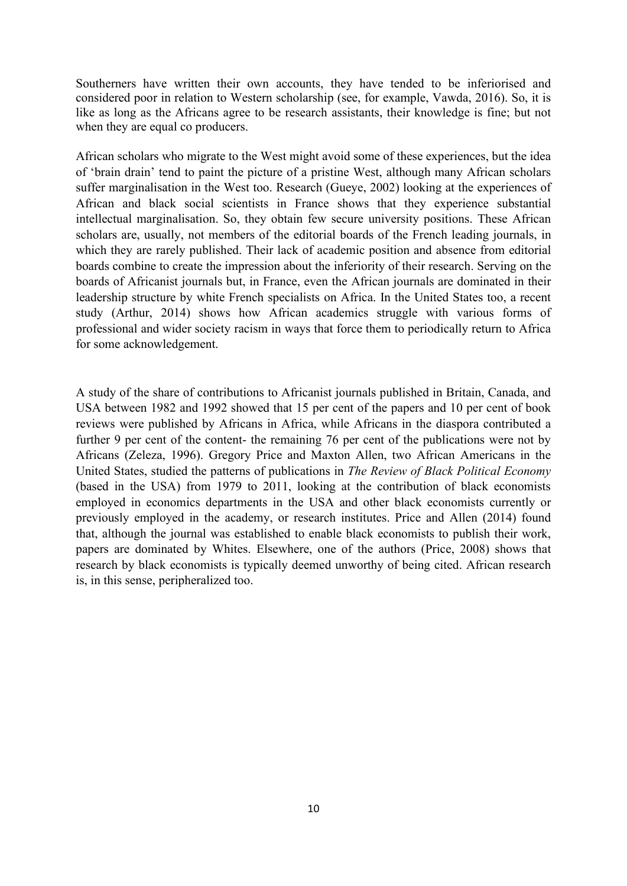Southerners have written their own accounts, they have tended to be inferiorised and considered poor in relation to Western scholarship (see, for example, Vawda, 2016). So, it is like as long as the Africans agree to be research assistants, their knowledge is fine; but not when they are equal co producers.

African scholars who migrate to the West might avoid some of these experiences, but the idea of 'brain drain' tend to paint the picture of a pristine West, although many African scholars suffer marginalisation in the West too. Research (Gueye, 2002) looking at the experiences of African and black social scientists in France shows that they experience substantial intellectual marginalisation. So, they obtain few secure university positions. These African scholars are, usually, not members of the editorial boards of the French leading journals, in which they are rarely published. Their lack of academic position and absence from editorial boards combine to create the impression about the inferiority of their research. Serving on the boards of Africanist journals but, in France, even the African journals are dominated in their leadership structure by white French specialists on Africa. In the United States too, a recent study (Arthur, 2014) shows how African academics struggle with various forms of professional and wider society racism in ways that force them to periodically return to Africa for some acknowledgement.

A study of the share of contributions to Africanist journals published in Britain, Canada, and USA between 1982 and 1992 showed that 15 per cent of the papers and 10 per cent of book reviews were published by Africans in Africa, while Africans in the diaspora contributed a further 9 per cent of the content- the remaining 76 per cent of the publications were not by Africans (Zeleza, 1996). Gregory Price and Maxton Allen, two African Americans in the United States, studied the patterns of publications in *The Review of Black Political Economy* (based in the USA) from 1979 to 2011, looking at the contribution of black economists employed in economics departments in the USA and other black economists currently or previously employed in the academy, or research institutes. Price and Allen (2014) found that, although the journal was established to enable black economists to publish their work, papers are dominated by Whites. Elsewhere, one of the authors (Price, 2008) shows that research by black economists is typically deemed unworthy of being cited. African research is, in this sense, peripheralized too.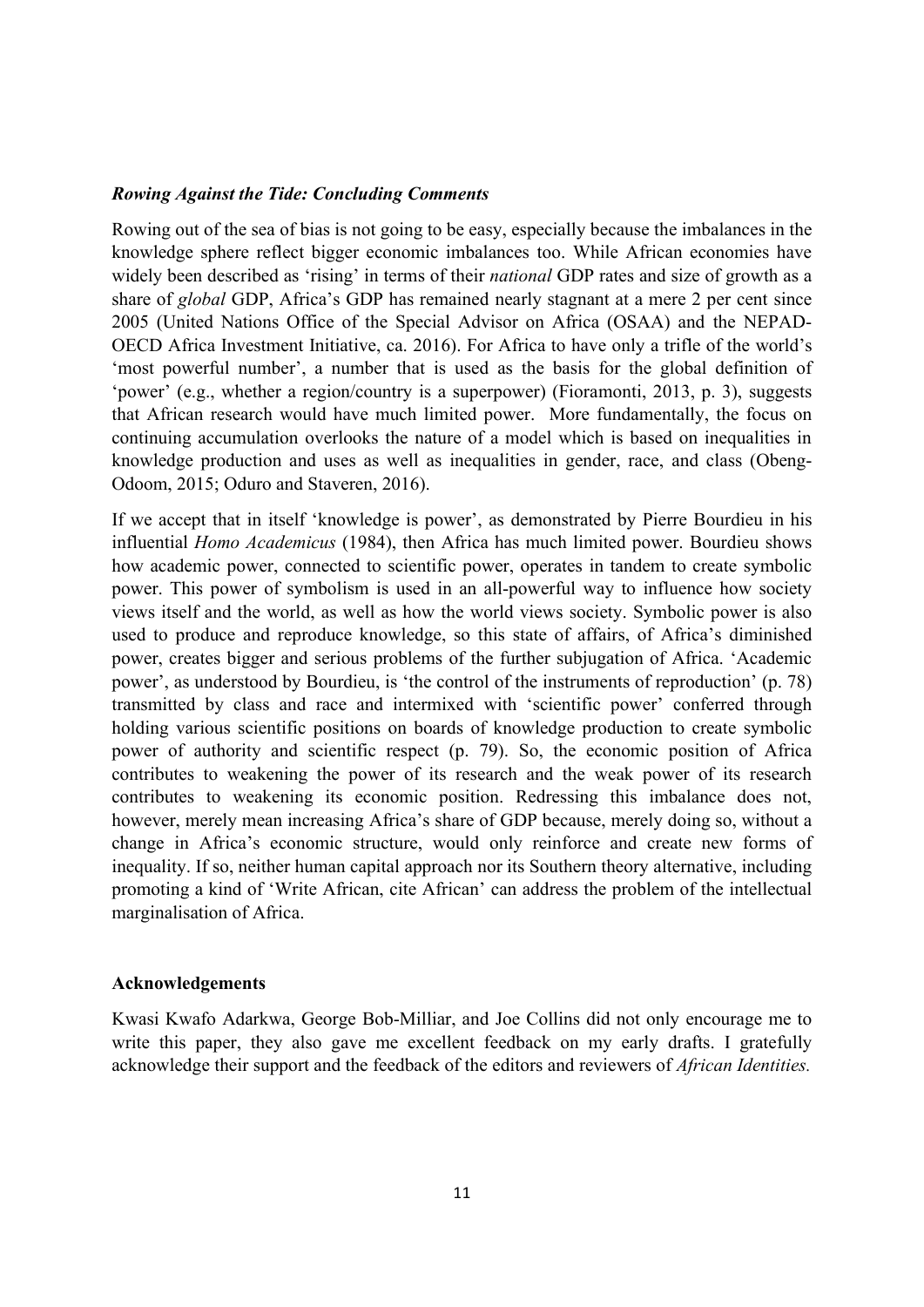### *Rowing Against the Tide: Concluding Comments*

Rowing out of the sea of bias is not going to be easy, especially because the imbalances in the knowledge sphere reflect bigger economic imbalances too. While African economies have widely been described as 'rising' in terms of their *national* GDP rates and size of growth as a share of *global* GDP, Africa's GDP has remained nearly stagnant at a mere 2 per cent since 2005 (United Nations Office of the Special Advisor on Africa (OSAA) and the NEPAD-OECD Africa Investment Initiative, ca. 2016). For Africa to have only a trifle of the world's 'most powerful number', a number that is used as the basis for the global definition of 'power' (e.g., whether a region/country is a superpower) (Fioramonti, 2013, p. 3), suggests that African research would have much limited power. More fundamentally, the focus on continuing accumulation overlooks the nature of a model which is based on inequalities in knowledge production and uses as well as inequalities in gender, race, and class (Obeng-Odoom, 2015; Oduro and Staveren, 2016).

If we accept that in itself 'knowledge is power', as demonstrated by Pierre Bourdieu in his influential *Homo Academicus* (1984), then Africa has much limited power. Bourdieu shows how academic power, connected to scientific power, operates in tandem to create symbolic power. This power of symbolism is used in an all-powerful way to influence how society views itself and the world, as well as how the world views society. Symbolic power is also used to produce and reproduce knowledge, so this state of affairs, of Africa's diminished power, creates bigger and serious problems of the further subjugation of Africa. 'Academic power', as understood by Bourdieu, is 'the control of the instruments of reproduction' (p. 78) transmitted by class and race and intermixed with 'scientific power' conferred through holding various scientific positions on boards of knowledge production to create symbolic power of authority and scientific respect (p. 79). So, the economic position of Africa contributes to weakening the power of its research and the weak power of its research contributes to weakening its economic position. Redressing this imbalance does not, however, merely mean increasing Africa's share of GDP because, merely doing so, without a change in Africa's economic structure, would only reinforce and create new forms of inequality. If so, neither human capital approach nor its Southern theory alternative, including promoting a kind of 'Write African, cite African' can address the problem of the intellectual marginalisation of Africa.

### **Acknowledgements**

Kwasi Kwafo Adarkwa, George Bob-Milliar, and Joe Collins did not only encourage me to write this paper, they also gave me excellent feedback on my early drafts. I gratefully acknowledge their support and the feedback of the editors and reviewers of *African Identities.*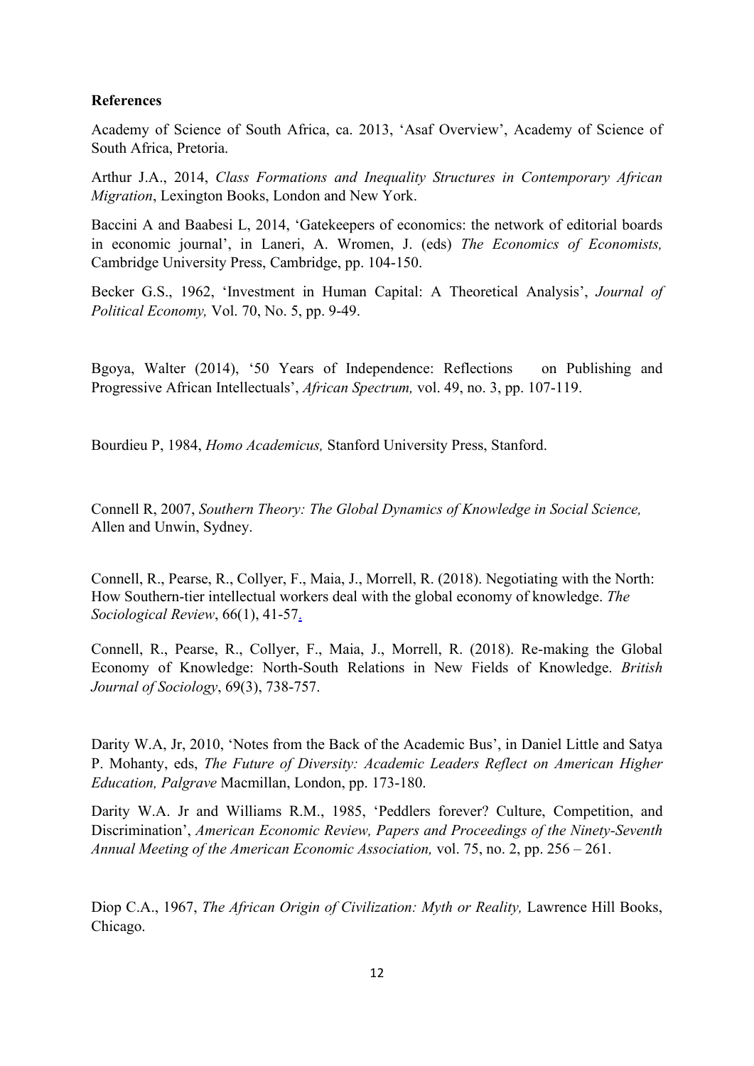**References**

Academy of Science of South Africa, ca. 2013, 'Asaf Overview', Academy of Science of South Africa, Pretoria.

Arthur J.A., 2014, *Class Formations and Inequality Structures in Contemporary African Migration*, Lexington Books, London and New York.

Baccini A and Baabesi L, 2014, 'Gatekeepers of economics: the network of editorial boards in economic journal', in Laneri, A. Wromen, J. (eds) *The Economics of Economists,* Cambridge University Press, Cambridge, pp. 104-150.

Becker G.S., 1962, 'Investment in Human Capital: A Theoretical Analysis', *Journal of Political Economy,* Vol. 70, No. 5, pp. 9-49.

Bgoya, Walter (2014), '50 Years of Independence: Reflections on Publishing and Progressive African Intellectuals', *African Spectrum,* vol. 49, no. 3, pp. 107-119.

Bourdieu P, 1984, *Homo Academicus,* Stanford University Press, Stanford.

Connell R, 2007, *Southern Theory: The Global Dynamics of Knowledge in Social Science,* Allen and Unwin, Sydney.

Connell, R., Pearse, R., Collyer, F., Maia, J., Morrell, R. (2018). Negotiating with the North: How Southern-tier intellectual workers deal with the global economy of knowledge. *The Sociological Review*, 66(1), 41-57.

Connell, R., Pearse, R., Collyer, F., Maia, J., Morrell, R. (2018). Re-making the Global Economy of Knowledge: North-South Relations in New Fields of Knowledge. *British Journal of Sociology*, 69(3), 738-757.

Darity W.A, Jr, 2010, 'Notes from the Back of the Academic Bus', in Daniel Little and Satya P. Mohanty, eds, *The Future of Diversity: Academic Leaders Reflect on American Higher Education, Palgrave* Macmillan, London, pp. 173-180.

Darity W.A. Jr and Williams R.M., 1985, 'Peddlers forever? Culture, Competition, and Discrimination', *American Economic Review, Papers and Proceedings of the Ninety-Seventh Annual Meeting of the American Economic Association,* vol. 75, no. 2, pp. 256 – 261.

Diop C.A., 1967, *The African Origin of Civilization: Myth or Reality,* Lawrence Hill Books, Chicago.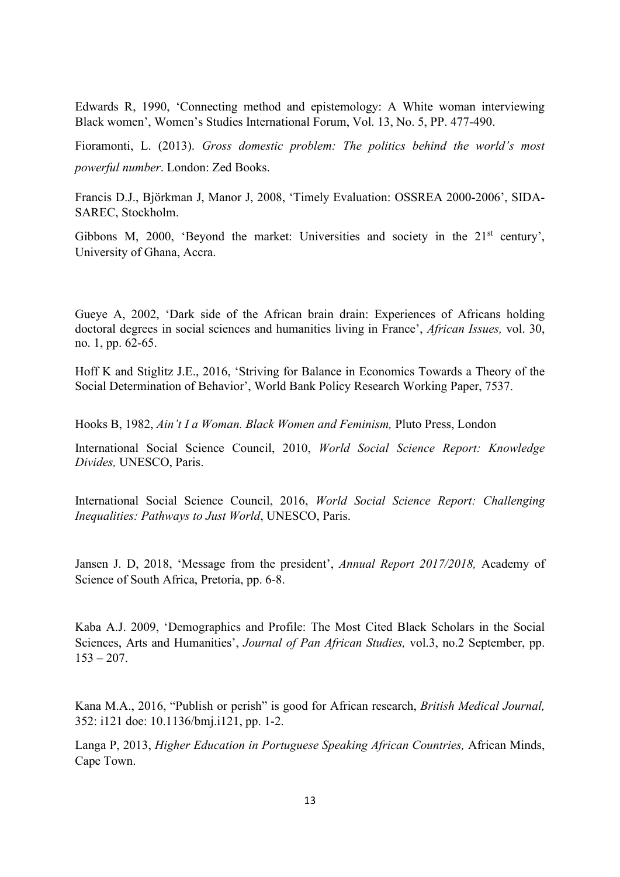Edwards R, 1990, 'Connecting method and epistemology: A White woman interviewing Black women', Women's Studies International Forum, Vol. 13, No. 5, PP. 477-490.

Fioramonti, L. (2013). *Gross domestic problem: The politics behind the world's most powerful number*. London: Zed Books.

Francis D.J., Björkman J, Manor J, 2008, 'Timely Evaluation: OSSREA 2000-2006', SIDA-SAREC, Stockholm.

Gibbons M, 2000, 'Beyond the market: Universities and society in the 21st century', University of Ghana, Accra.

Gueye A, 2002, 'Dark side of the African brain drain: Experiences of Africans holding doctoral degrees in social sciences and humanities living in France', *African Issues,* vol. 30, no. 1, pp. 62-65.

Hoff K and Stiglitz J.E., 2016, 'Striving for Balance in Economics Towards a Theory of the Social Determination of Behavior', World Bank Policy Research Working Paper, 7537.

Hooks B, 1982, *Ain't I a Woman. Black Women and Feminism,* Pluto Press, London

International Social Science Council, 2010, *World Social Science Report: Knowledge Divides,* UNESCO, Paris.

International Social Science Council, 2016, *World Social Science Report: Challenging Inequalities: Pathways to Just World*, UNESCO, Paris.

Jansen J. D, 2018, 'Message from the president', *Annual Report 2017/2018,* Academy of Science of South Africa, Pretoria, pp. 6-8.

Kaba A.J. 2009, 'Demographics and Profile: The Most Cited Black Scholars in the Social Sciences, Arts and Humanities', *Journal of Pan African Studies,* vol.3, no.2 September, pp. 153 – 207.

Kana M.A., 2016, "Publish or perish" is good for African research, *British Medical Journal,* 352: i121 doe: 10.1136/bmj.i121, pp. 1-2.

Langa P, 2013, *Higher Education in Portuguese Speaking African Countries,* African Minds, Cape Town.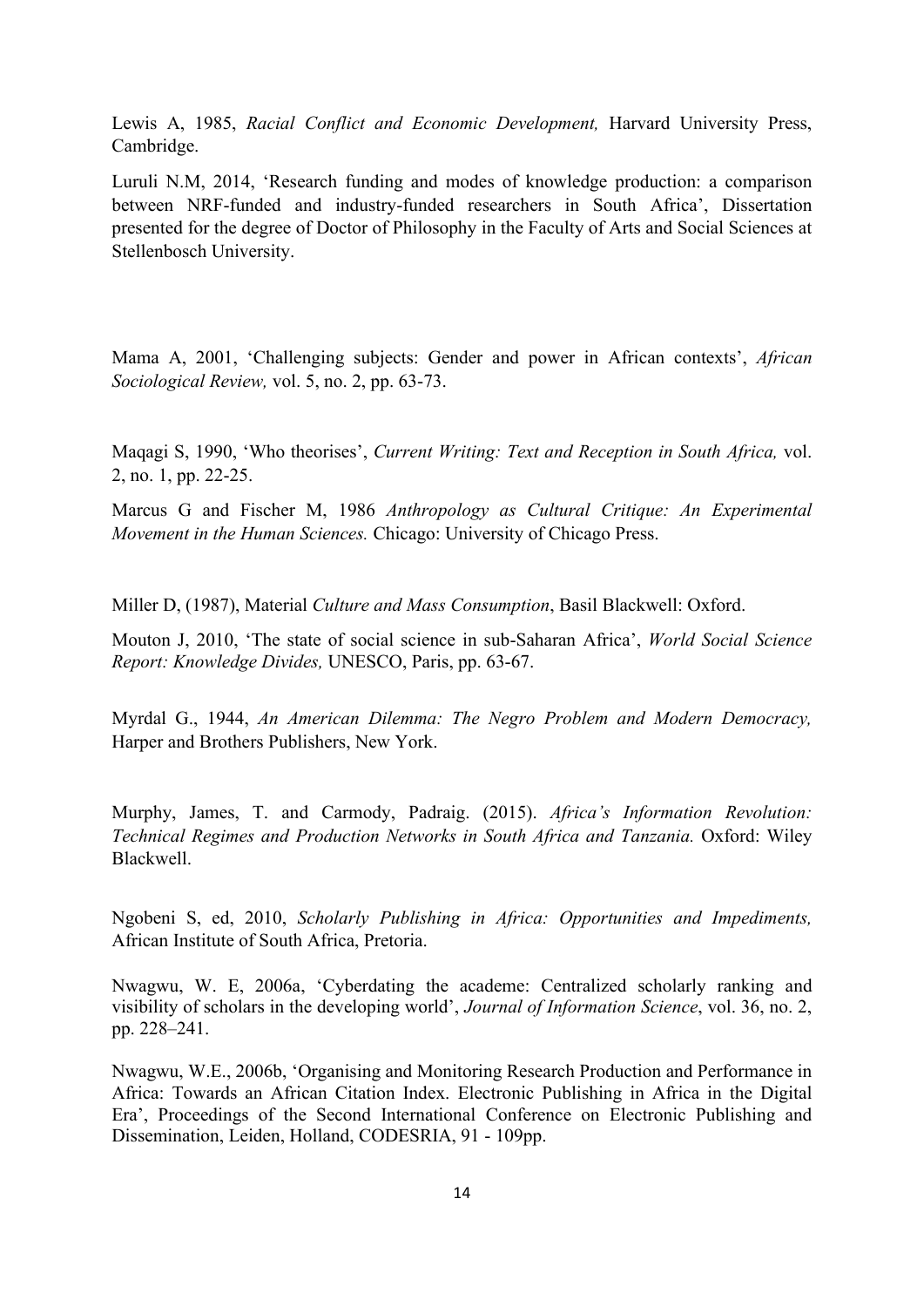Lewis A, 1985, *Racial Conflict and Economic Development,* Harvard University Press, Cambridge.

Luruli N.M, 2014, 'Research funding and modes of knowledge production: a comparison between NRF-funded and industry-funded researchers in South Africa', Dissertation presented for the degree of Doctor of Philosophy in the Faculty of Arts and Social Sciences at Stellenbosch University.

Mama A, 2001, 'Challenging subjects: Gender and power in African contexts', *African Sociological Review,* vol. 5, no. 2, pp. 63-73.

Maqagi S, 1990, 'Who theorises', *Current Writing: Text and Reception in South Africa,* vol. 2, no. 1, pp. 22-25.

Marcus G and Fischer M, 1986 *Anthropology as Cultural Critique: An Experimental Movement in the Human Sciences.* Chicago: University of Chicago Press.

Miller D, (1987), Material *Culture and Mass Consumption*, Basil Blackwell: Oxford.

Mouton J, 2010, 'The state of social science in sub-Saharan Africa', *World Social Science Report: Knowledge Divides,* UNESCO, Paris, pp. 63-67.

Myrdal G., 1944, *An American Dilemma: The Negro Problem and Modern Democracy,* Harper and Brothers Publishers, New York.

Murphy, James, T. and Carmody, Padraig. (2015). *Africa's Information Revolution: Technical Regimes and Production Networks in South Africa and Tanzania.* Oxford: Wiley Blackwell.

Ngobeni S, ed, 2010, *Scholarly Publishing in Africa: Opportunities and Impediments,* African Institute of South Africa, Pretoria.

Nwagwu, W. E, 2006a, 'Cyberdating the academe: Centralized scholarly ranking and visibility of scholars in the developing world', *Journal of Information Science*, vol. 36, no. 2, pp. 228–241.

Nwagwu, W.E., 2006b, 'Organising and Monitoring Research Production and Performance in Africa: Towards an African Citation Index. Electronic Publishing in Africa in the Digital Era', Proceedings of the Second International Conference on Electronic Publishing and Dissemination, Leiden, Holland, CODESRIA, 91 - 109pp.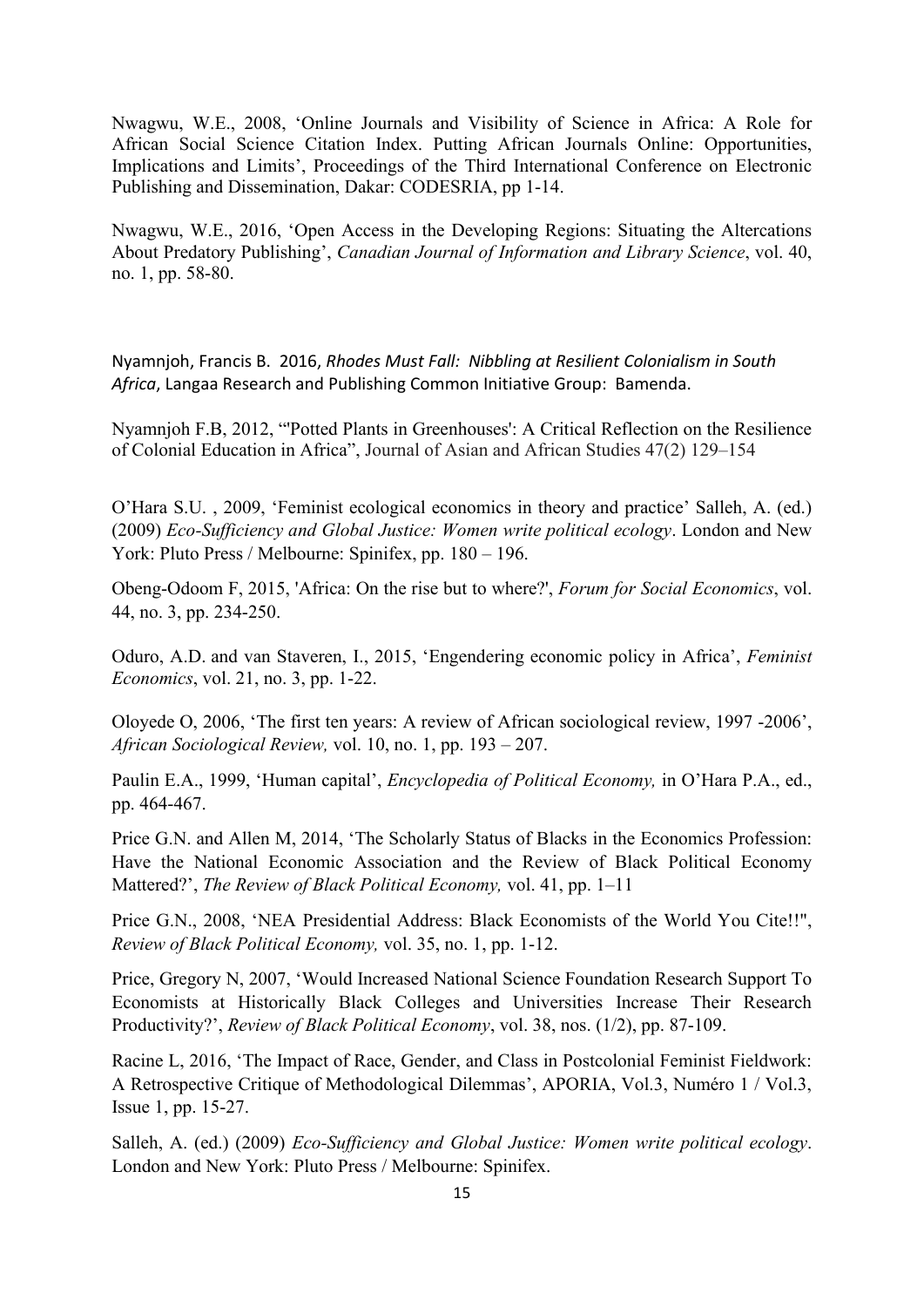Nwagwu, W.E., 2008, 'Online Journals and Visibility of Science in Africa: A Role for African Social Science Citation Index. Putting African Journals Online: Opportunities, Implications and Limits', Proceedings of the Third International Conference on Electronic Publishing and Dissemination, Dakar: CODESRIA, pp 1-14.

Nwagwu, W.E., 2016, 'Open Access in the Developing Regions: Situating the Altercations About Predatory Publishing', *Canadian Journal of Information and Library Science*, vol. 40, no. 1, pp. 58-80.

Nyamnjoh, Francis B. 2016, *Rhodes Must Fall: Nibbling at Resilient Colonialism in South Africa*, Langaa Research and Publishing Common Initiative Group: Bamenda.

Nyamnjoh F.B, 2012, "'Potted Plants in Greenhouses': A Critical Reflection on the Resilience of Colonial Education in Africa", Journal of Asian and African Studies 47(2) 129–154

O'Hara S.U. , 2009, 'Feminist ecological economics in theory and practice' Salleh, A. (ed.) (2009) *Eco-Sufficiency and Global Justice: Women write political ecology*. London and New York: Pluto Press / Melbourne: Spinifex, pp. 180 – 196.

Obeng-Odoom F, 2015, 'Africa: On the rise but to where?', *Forum for Social Economics*, vol. 44, no. 3, pp. 234-250.

Oduro, A.D. and van Staveren, I., 2015, 'Engendering economic policy in Africa', *Feminist Economics*, vol. 21, no. 3, pp. 1-22.

Oloyede O, 2006, 'The first ten years: A review of African sociological review, 1997 -2006', *African Sociological Review,* vol. 10, no. 1, pp. 193 – 207.

Paulin E.A., 1999, 'Human capital', *Encyclopedia of Political Economy,* in O'Hara P.A., ed., pp. 464-467.

Price G.N. and Allen M, 2014, 'The Scholarly Status of Blacks in the Economics Profession: Have the National Economic Association and the Review of Black Political Economy Mattered?', *The Review of Black Political Economy,* vol. 41, pp. 1–11

Price G.N., 2008, 'NEA Presidential Address: Black Economists of the World You Cite!!", *Review of Black Political Economy,* vol. 35, no. 1, pp. 1-12.

Price, Gregory N, 2007, 'Would Increased National Science Foundation Research Support To Economists at Historically Black Colleges and Universities Increase Their Research Productivity?', *Review of Black Political Economy*, vol. 38, nos. (1/2), pp. 87-109.

Racine L, 2016, 'The Impact of Race, Gender, and Class in Postcolonial Feminist Fieldwork: A Retrospective Critique of Methodological Dilemmas', APORIA, Vol.3, Numéro 1 / Vol.3, Issue 1, pp. 15-27.

Salleh, A. (ed.) (2009) *Eco-Sufficiency and Global Justice: Women write political ecology*. London and New York: Pluto Press / Melbourne: Spinifex.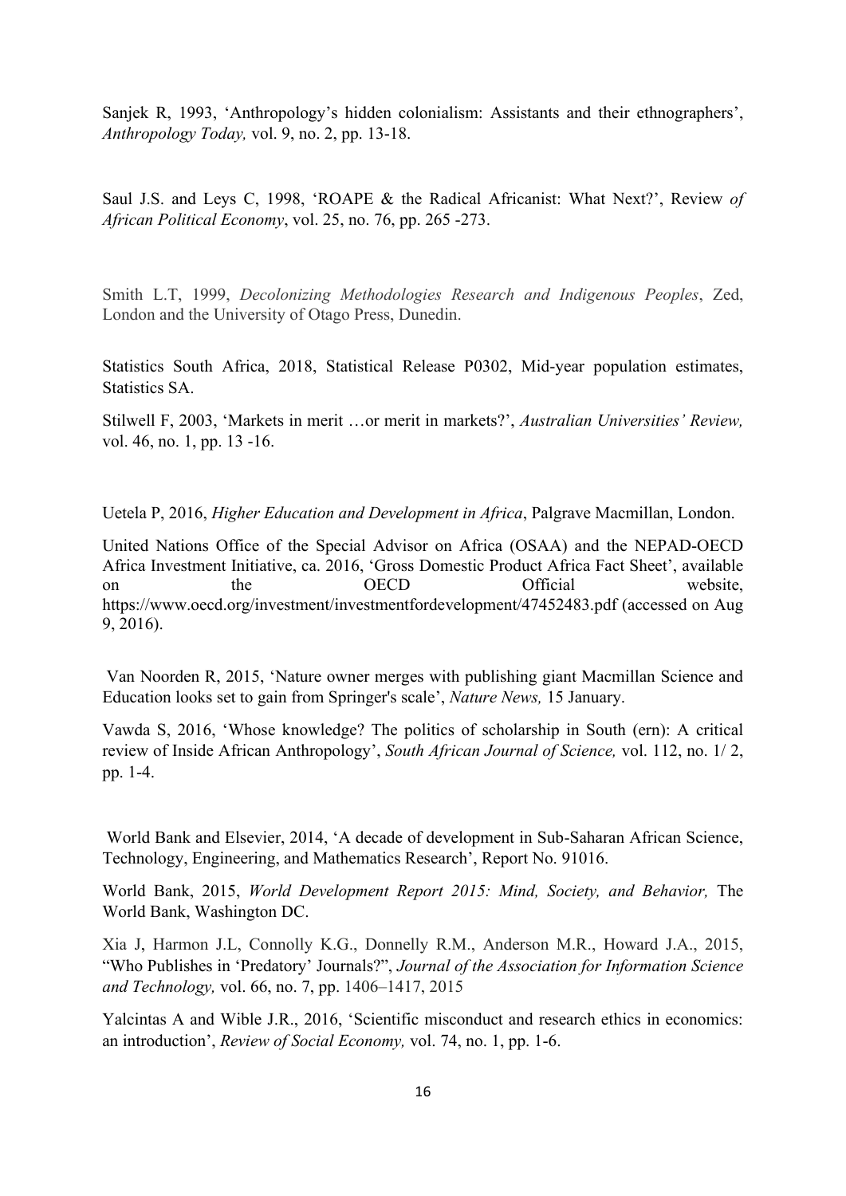Sanjek R, 1993, 'Anthropology's hidden colonialism: Assistants and their ethnographers', *Anthropology Today,* vol. 9, no. 2, pp. 13-18.

Saul J.S. and Leys C, 1998, 'ROAPE & the Radical Africanist: What Next?', Review *of African Political Economy*, vol. 25, no. 76, pp. 265 -273.

Smith L.T, 1999, *Decolonizing Methodologies Research and Indigenous Peoples*, Zed, London and the University of Otago Press, Dunedin.

Statistics South Africa, 2018, Statistical Release P0302, Mid-year population estimates, Statistics SA.

Stilwell F, 2003, 'Markets in merit …or merit in markets?', *Australian Universities' Review,* vol. 46, no. 1, pp. 13 -16.

Uetela P, 2016, *Higher Education and Development in Africa*, Palgrave Macmillan, London.

United Nations Office of the Special Advisor on Africa (OSAA) and the NEPAD-OECD Africa Investment Initiative, ca. 2016, 'Gross Domestic Product Africa Fact Sheet', available on the OECD Official website, https://www.oecd.org/investment/investmentfordevelopment/47452483.pdf (accessed on Aug 9, 2016).

Van Noorden R, 2015, 'Nature owner merges with publishing giant Macmillan Science and Education looks set to gain from Springer's scale', *Nature News,* 15 January.

Vawda S, 2016, 'Whose knowledge? The politics of scholarship in South (ern): A critical review of Inside African Anthropology', *South African Journal of Science,* vol. 112, no. 1/ 2, pp. 1-4.

World Bank and Elsevier, 2014, 'A decade of development in Sub-Saharan African Science, Technology, Engineering, and Mathematics Research', Report No. 91016.

World Bank, 2015, *World Development Report 2015: Mind, Society, and Behavior,* The World Bank, Washington DC.

Xia J, Harmon J.L, Connolly K.G., Donnelly R.M., Anderson M.R., Howard J.A., 2015, "Who Publishes in 'Predatory' Journals?", *Journal of the Association for Information Science and Technology,* vol. 66, no. 7, pp. 1406–1417, 2015

Yalcintas A and Wible J.R., 2016, 'Scientific misconduct and research ethics in economics: an introduction', *Review of Social Economy,* vol. 74, no. 1, pp. 1-6.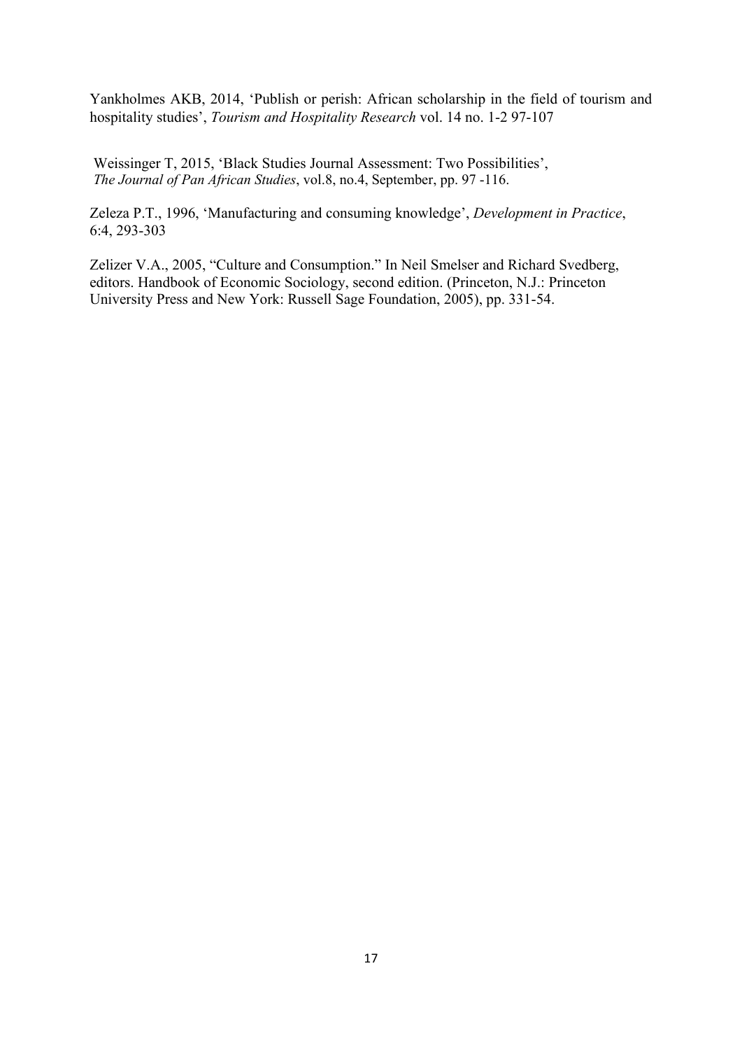Yankholmes AKB, 2014, 'Publish or perish: African scholarship in the field of tourism and hospitality studies', *Tourism and Hospitality Research* vol. 14 no. 1-2 97-107

Weissinger T, 2015, 'Black Studies Journal Assessment: Two Possibilities', *The Journal of Pan African Studies*, vol.8, no.4, September, pp. 97 -116.

Zeleza P.T., 1996, 'Manufacturing and consuming knowledge', *Development in Practice*, 6:4, 293-303

Zelizer V.A., 2005, "Culture and Consumption." In Neil Smelser and Richard Svedberg, editors. Handbook of Economic Sociology, second edition. (Princeton, N.J.: Princeton University Press and New York: Russell Sage Foundation, 2005), pp. 331-54.